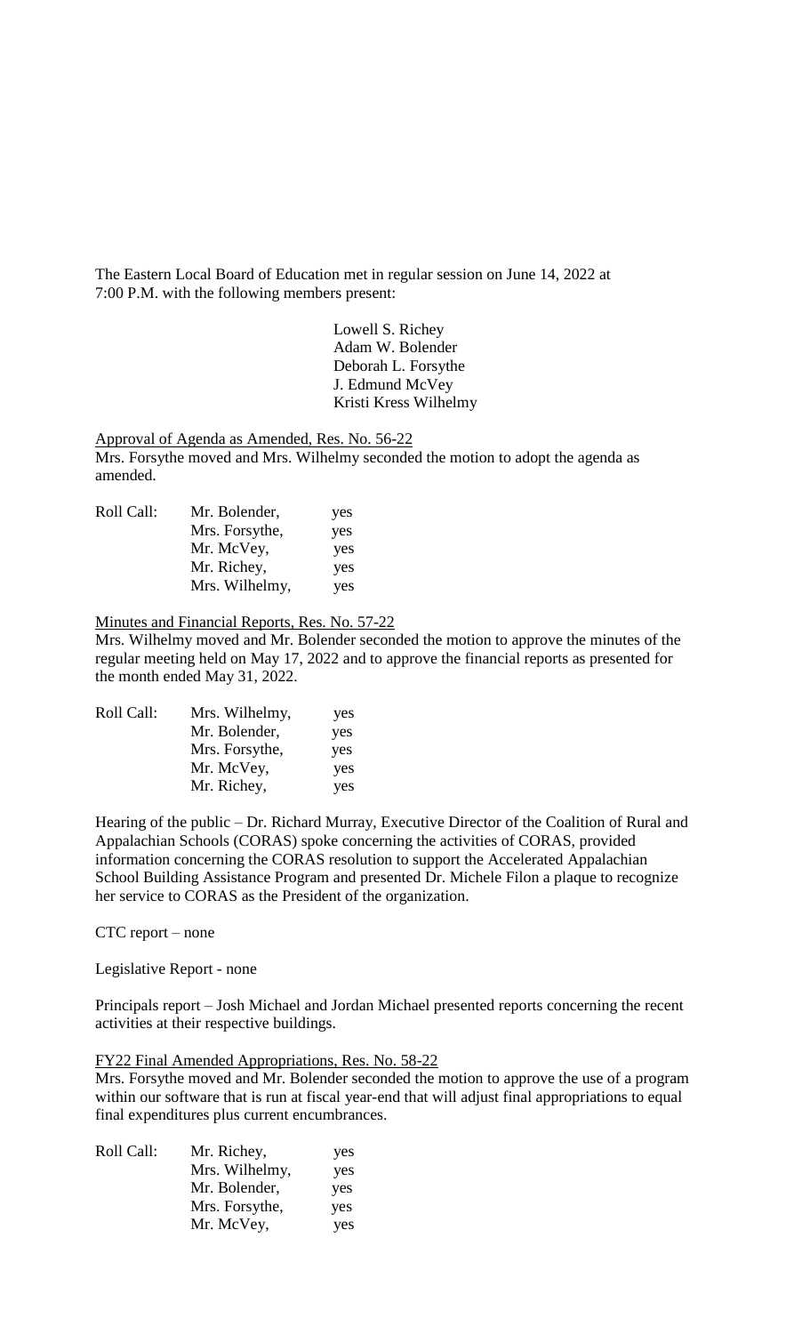The Eastern Local Board of Education met in regular session on June 14, 2022 at 7:00 P.M. with the following members present:

Lowell S. Richey
Adam W. Bolender
Deborah L. Forsythe
J. Edmund McVey
Kristi Kress Wilhelmy

Approval of Agenda as Amended, Res. No. 56-22

Mrs. Forsythe moved and Mrs. Wilhelmy seconded the motion to adopt the agenda as amended.

| Roll Call: | Mr. Bolender, | yes |
|---|---|---|
| | Mrs. Forsythe, | yes |
| | Mr. McVey, | yes |
| | Mr. Richey, | yes |
| | Mrs. Wilhelmy, | yes |

Minutes and Financial Reports, Res. No. 57-22

Mrs. Wilhelmy moved and Mr. Bolender seconded the motion to approve the minutes of the regular meeting held on May 17, 2022 and to approve the financial reports as presented for the month ended May 31, 2022.

| Roll Call: | Mrs. Wilhelmy, | yes |
|---|---|---|
| | Mr. Bolender, | yes |
| | Mrs. Forsythe, | yes |
| | Mr. McVey, | yes |
| | Mr. Richey, | yes |

Hearing of the public – Dr. Richard Murray, Executive Director of the Coalition of Rural and Appalachian Schools (CORAS) spoke concerning the activities of CORAS, provided information concerning the CORAS resolution to support the Accelerated Appalachian School Building Assistance Program and presented Dr. Michele Filon a plaque to recognize her service to CORAS as the President of the organization.

CTC report – none

Legislative Report - none

Principals report – Josh Michael and Jordan Michael presented reports concerning the recent activities at their respective buildings.

FY22 Final Amended Appropriations, Res. No. 58-22

Mrs. Forsythe moved and Mr. Bolender seconded the motion to approve the use of a program within our software that is run at fiscal year-end that will adjust final appropriations to equal final expenditures plus current encumbrances.

| Roll Call: | Mr. Richey, | yes |
|---|---|---|
| | Mrs. Wilhelmy, | yes |
| | Mr. Bolender, | yes |
| | Mrs. Forsythe, | yes |
| | Mr. McVey, | yes |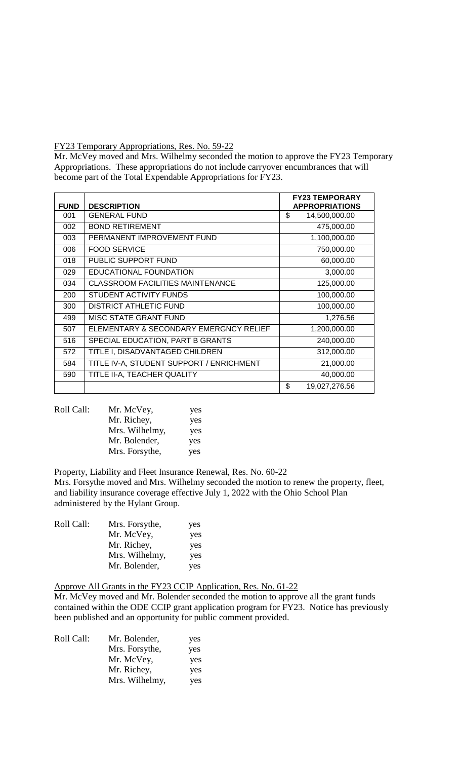FY23 Temporary Appropriations, Res. No. 59-22

Mr. McVey moved and Mrs. Wilhelmy seconded the motion to approve the FY23 Temporary Appropriations. These appropriations do not include carryover encumbrances that will become part of the Total Expendable Appropriations for FY23.

| FUND | DESCRIPTION | FY23 TEMPORARY APPROPRIATIONS |
|---|---|---|
| 001 | GENERAL FUND | $ 14,500,000.00 |
| 002 | BOND RETIREMENT | 475,000.00 |
| 003 | PERMANENT IMPROVEMENT FUND | 1,100,000.00 |
| 006 | FOOD SERVICE | 750,000.00 |
| 018 | PUBLIC SUPPORT FUND | 60,000.00 |
| 029 | EDUCATIONAL FOUNDATION | 3,000.00 |
| 034 | CLASSROOM FACILITIES MAINTENANCE | 125,000.00 |
| 200 | STUDENT ACTIVITY FUNDS | 100,000.00 |
| 300 | DISTRICT ATHLETIC FUND | 100,000.00 |
| 499 | MISC STATE GRANT FUND | 1,276.56 |
| 507 | ELEMENTARY & SECONDARY EMERGNCY RELIEF | 1,200,000.00 |
| 516 | SPECIAL EDUCATION, PART B GRANTS | 240,000.00 |
| 572 | TITLE I, DISADVANTAGED CHILDREN | 312,000.00 |
| 584 | TITLE IV-A, STUDENT SUPPORT / ENRICHMENT | 21,000.00 |
| 590 | TITLE II-A, TEACHER QUALITY | 40,000.00 |
| | | $ 19,027,276.56 |

Roll Call:
- Mr. McVey, yes
- Mr. Richey, yes
- Mrs. Wilhelmy, yes
- Mr. Bolender, yes
- Mrs. Forsythe, yes

Property, Liability and Fleet Insurance Renewal, Res. No. 60-22

Mrs. Forsythe moved and Mrs. Wilhelmy seconded the motion to renew the property, fleet, and liability insurance coverage effective July 1, 2022 with the Ohio School Plan administered by the Hylant Group.

Roll Call:
- Mrs. Forsythe, yes
- Mr. McVey, yes
- Mr. Richey, yes
- Mrs. Wilhelmy, yes
- Mr. Bolender, yes

Approve All Grants in the FY23 CCIP Application, Res. No. 61-22

Mr. McVey moved and Mr. Bolender seconded the motion to approve all the grant funds contained within the ODE CCIP grant application program for FY23. Notice has previously been published and an opportunity for public comment provided.

Roll Call:
- Mr. Bolender, yes
- Mrs. Forsythe, yes
- Mr. McVey, yes
- Mr. Richey, yes
- Mrs. Wilhelmy, yes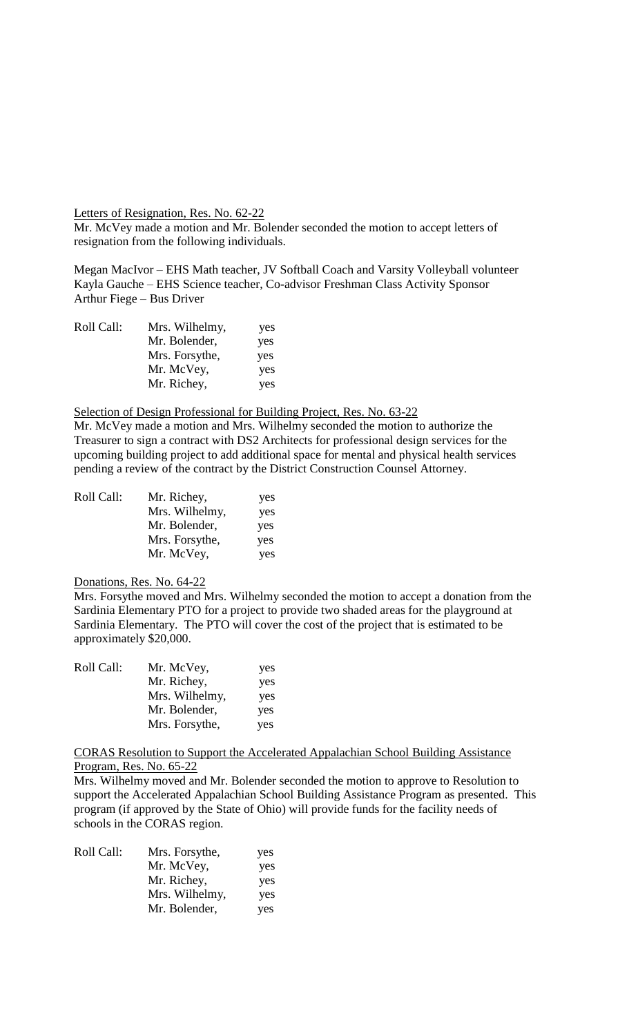Letters of Resignation, Res. No. 62-22

Mr. McVey made a motion and Mr. Bolender seconded the motion to accept letters of resignation from the following individuals.

Megan MacIvor – EHS Math teacher, JV Softball Coach and Varsity Volleyball volunteer
Kayla Gauche – EHS Science teacher, Co-advisor Freshman Class Activity Sponsor
Arthur Fiege – Bus Driver

| Roll Call: | Mrs. Wilhelmy, | yes |
|---|---|---|
| | Mr. Bolender, | yes |
| | Mrs. Forsythe, | yes |
| | Mr. McVey, | yes |
| | Mr. Richey, | yes |

Selection of Design Professional for Building Project, Res. No. 63-22

Mr. McVey made a motion and Mrs. Wilhelmy seconded the motion to authorize the Treasurer to sign a contract with DS2 Architects for professional design services for the upcoming building project to add additional space for mental and physical health services pending a review of the contract by the District Construction Counsel Attorney.

| Roll Call: | Mr. Richey, | yes |
|---|---|---|
| | Mrs. Wilhelmy, | yes |
| | Mr. Bolender, | yes |
| | Mrs. Forsythe, | yes |
| | Mr. McVey, | yes |

Donations, Res. No. 64-22

Mrs. Forsythe moved and Mrs. Wilhelmy seconded the motion to accept a donation from the Sardinia Elementary PTO for a project to provide two shaded areas for the playground at Sardinia Elementary. The PTO will cover the cost of the project that is estimated to be approximately $20,000.

| Roll Call: | Mr. McVey, | yes |
|---|---|---|
| | Mr. Richey, | yes |
| | Mrs. Wilhelmy, | yes |
| | Mr. Bolender, | yes |
| | Mrs. Forsythe, | yes |

CORAS Resolution to Support the Accelerated Appalachian School Building Assistance Program, Res. No. 65-22

Mrs. Wilhelmy moved and Mr. Bolender seconded the motion to approve to Resolution to support the Accelerated Appalachian School Building Assistance Program as presented. This program (if approved by the State of Ohio) will provide funds for the facility needs of schools in the CORAS region.

| Roll Call: | Mrs. Forsythe, | yes |
|---|---|---|
| | Mr. McVey, | yes |
| | Mr. Richey, | yes |
| | Mrs. Wilhelmy, | yes |
| | Mr. Bolender, | yes |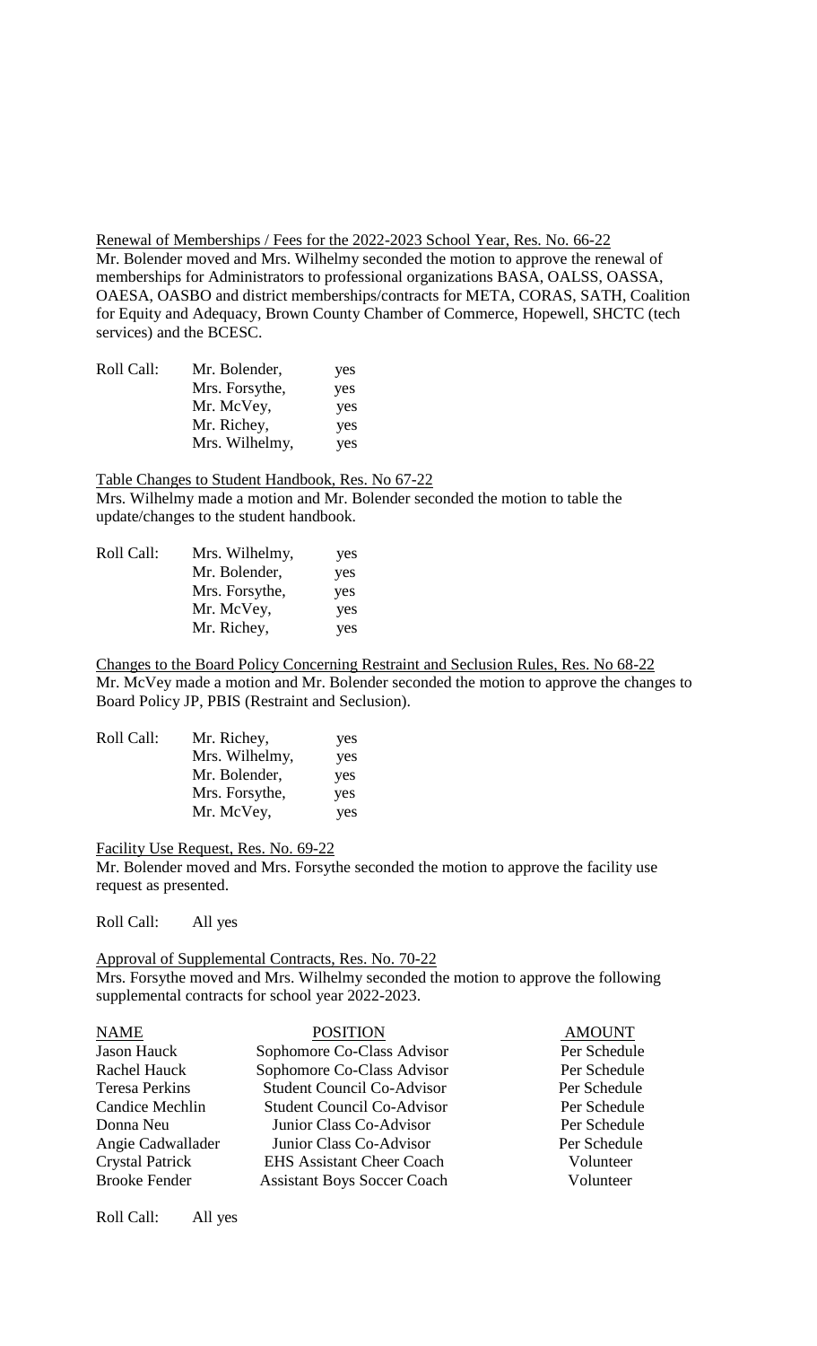Renewal of Memberships / Fees for the 2022-2023 School Year, Res. No. 66-22

Mr. Bolender moved and Mrs. Wilhelmy seconded the motion to approve the renewal of memberships for Administrators to professional organizations BASA, OALSS, OASSA, OAESA, OASBO and district memberships/contracts for META, CORAS, SATH, Coalition for Equity and Adequacy, Brown County Chamber of Commerce, Hopewell, SHCTC (tech services) and the BCESC.

| Roll Call: | Mr. Bolender, | yes |
|---|---|---|
| | Mrs. Forsythe, | yes |
| | Mr. McVey, | yes |
| | Mr. Richey, | yes |
| | Mrs. Wilhelmy, | yes |

Table Changes to Student Handbook, Res. No 67-22

Mrs. Wilhelmy made a motion and Mr. Bolender seconded the motion to table the update/changes to the student handbook.

| Roll Call: | Mrs. Wilhelmy, | yes |
|---|---|---|
| | Mr. Bolender, | yes |
| | Mrs. Forsythe, | yes |
| | Mr. McVey, | yes |
| | Mr. Richey, | yes |

Changes to the Board Policy Concerning Restraint and Seclusion Rules, Res. No 68-22

Mr. McVey made a motion and Mr. Bolender seconded the motion to approve the changes to Board Policy JP, PBIS (Restraint and Seclusion).

| Roll Call: | Mr. Richey, | yes |
|---|---|---|
| | Mrs. Wilhelmy, | yes |
| | Mr. Bolender, | yes |
| | Mrs. Forsythe, | yes |
| | Mr. McVey, | yes |

Facility Use Request, Res. No. 69-22

Mr. Bolender moved and Mrs. Forsythe seconded the motion to approve the facility use request as presented.

Roll Call: All yes

Approval of Supplemental Contracts, Res. No. 70-22

Mrs. Forsythe moved and Mrs. Wilhelmy seconded the motion to approve the following supplemental contracts for school year 2022-2023.

| NAME | POSITION | AMOUNT |
|---|---|---|
| Jason Hauck | Sophomore Co-Class Advisor | Per Schedule |
| Rachel Hauck | Sophomore Co-Class Advisor | Per Schedule |
| Teresa Perkins | Student Council Co-Advisor | Per Schedule |
| Candice Mechlin | Student Council Co-Advisor | Per Schedule |
| Donna Neu | Junior Class Co-Advisor | Per Schedule |
| Angie Cadwallader | Junior Class Co-Advisor | Per Schedule |
| Crystal Patrick | EHS Assistant Cheer Coach | Volunteer |
| Brooke Fender | Assistant Boys Soccer Coach | Volunteer |

Roll Call: All yes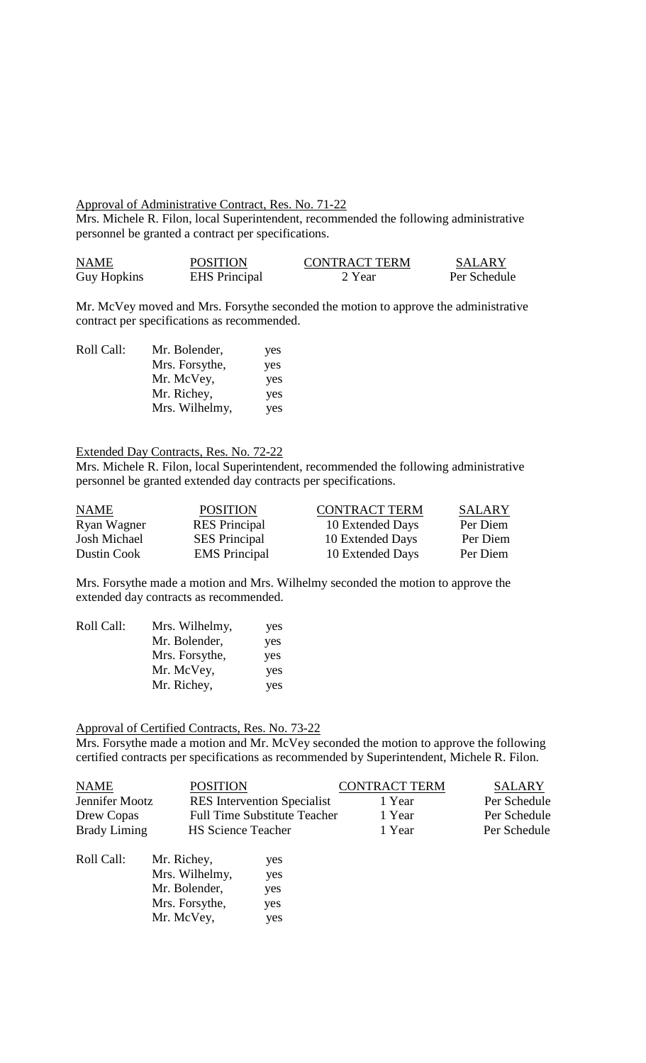Approval of Administrative Contract, Res. No. 71-22

Mrs. Michele R. Filon, local Superintendent, recommended the following administrative personnel be granted a contract per specifications.

| NAME | POSITION | CONTRACT TERM | SALARY |
| --- | --- | --- | --- |
| Guy Hopkins | EHS Principal | 2 Year | Per Schedule |

Mr. McVey moved and Mrs. Forsythe seconded the motion to approve the administrative contract per specifications as recommended.

| Roll Call: | Mr. Bolender, | yes |
| --- | --- | --- |
| | Mrs. Forsythe, | yes |
| | Mr. McVey, | yes |
| | Mr. Richey, | yes |
| | Mrs. Wilhelmy, | yes |

Extended Day Contracts, Res. No. 72-22

Mrs. Michele R. Filon, local Superintendent, recommended the following administrative personnel be granted extended day contracts per specifications.

| NAME | POSITION | CONTRACT TERM | SALARY |
| --- | --- | --- | --- |
| Ryan Wagner | RES Principal | 10 Extended Days | Per Diem |
| Josh Michael | SES Principal | 10 Extended Days | Per Diem |
| Dustin Cook | EMS Principal | 10 Extended Days | Per Diem |

Mrs. Forsythe made a motion and Mrs. Wilhelmy seconded the motion to approve the extended day contracts as recommended.

| Roll Call: | Mrs. Wilhelmy, | yes |
| --- | --- | --- |
| | Mr. Bolender, | yes |
| | Mrs. Forsythe, | yes |
| | Mr. McVey, | yes |
| | Mr. Richey, | yes |

Approval of Certified Contracts, Res. No. 73-22

Mrs. Forsythe made a motion and Mr. McVey seconded the motion to approve the following certified contracts per specifications as recommended by Superintendent, Michele R. Filon.

| NAME | POSITION | CONTRACT TERM | SALARY |
| --- | --- | --- | --- |
| Jennifer Mootz | RES Intervention Specialist | 1 Year | Per Schedule |
| Drew Copas | Full Time Substitute Teacher | 1 Year | Per Schedule |
| Brady Liming | HS Science Teacher | 1 Year | Per Schedule |

| Roll Call: | Mr. Richey, | yes |
| --- | --- | --- |
| | Mrs. Wilhelmy, | yes |
| | Mr. Bolender, | yes |
| | Mrs. Forsythe, | yes |
| | Mr. McVey, | yes |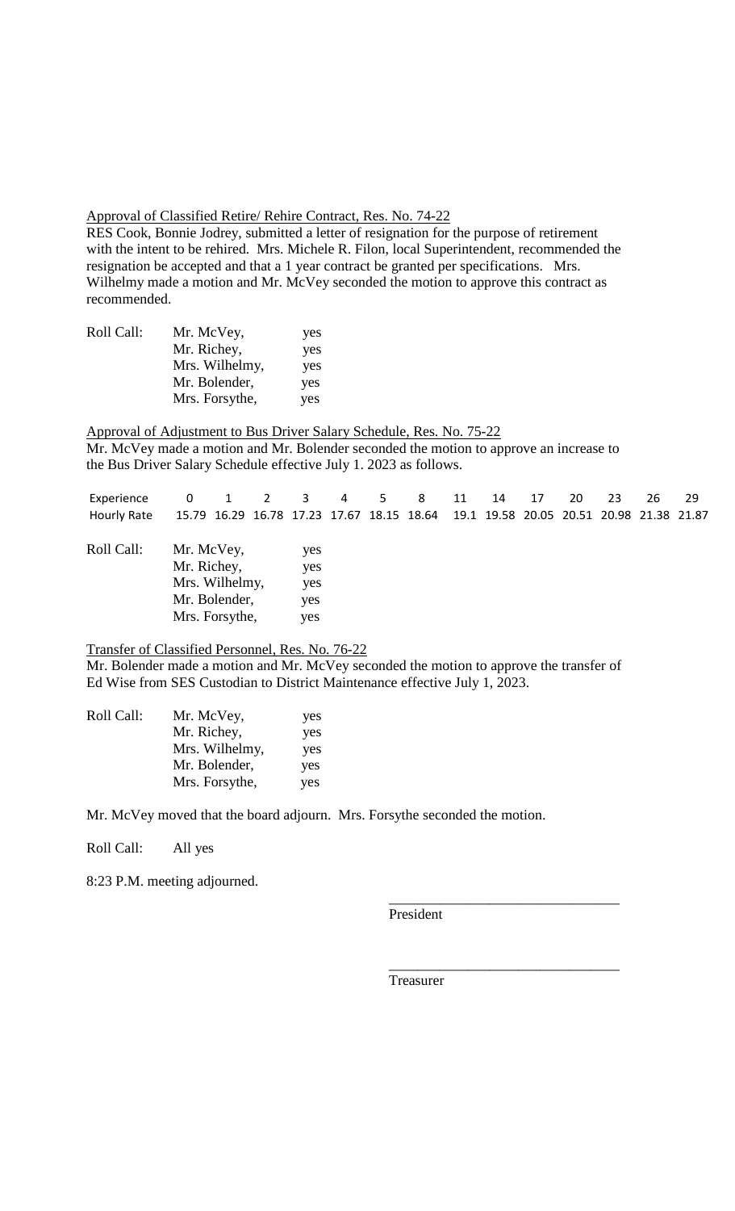Approval of Classified Retire/ Rehire Contract, Res. No. 74-22

RES Cook, Bonnie Jodrey, submitted a letter of resignation for the purpose of retirement with the intent to be rehired. Mrs. Michele R. Filon, local Superintendent, recommended the resignation be accepted and that a 1 year contract be granted per specifications. Mrs. Wilhelmy made a motion and Mr. McVey seconded the motion to approve this contract as recommended.

| | | |
|---|---|---|
| Roll Call: | Mr. McVey, | yes |
| | Mr. Richey, | yes |
| | Mrs. Wilhelmy, | yes |
| | Mr. Bolender, | yes |
| | Mrs. Forsythe, | yes |

Approval of Adjustment to Bus Driver Salary Schedule, Res. No. 75-22

Mr. McVey made a motion and Mr. Bolender seconded the motion to approve an increase to the Bus Driver Salary Schedule effective July 1. 2023 as follows.

| Experience | 0 | 1 | 2 | 3 | 4 | 5 | 8 | 11 | 14 | 17 | 20 | 23 | 26 | 29 |
|---|---|---|---|---|---|---|---|---|---|---|---|---|---|---|
| Hourly Rate | 15.79 | 16.29 | 16.78 | 17.23 | 17.67 | 18.15 | 18.64 | 19.1 | 19.58 | 20.05 | 20.51 | 20.98 | 21.38 | 21.87 |

| | | |
|---|---|---|
| Roll Call: | Mr. McVey, | yes |
| | Mr. Richey, | yes |
| | Mrs. Wilhelmy, | yes |
| | Mr. Bolender, | yes |
| | Mrs. Forsythe, | yes |

Transfer of Classified Personnel, Res. No. 76-22

Mr. Bolender made a motion and Mr. McVey seconded the motion to approve the transfer of Ed Wise from SES Custodian to District Maintenance effective July 1, 2023.

| | | |
|---|---|---|
| Roll Call: | Mr. McVey, | yes |
| | Mr. Richey, | yes |
| | Mrs. Wilhelmy, | yes |
| | Mr. Bolender, | yes |
| | Mrs. Forsythe, | yes |

Mr. McVey moved that the board adjourn. Mrs. Forsythe seconded the motion.

Roll Call: All yes

8:23 P.M. meeting adjourned.

\_\_\_\_\_\_\_\_\_\_\_\_\_\_\_\_\_\_\_\_\_\_\_\_\_\_\_\_\_\_\_\_

President

\_\_\_\_\_\_\_\_\_\_\_\_\_\_\_\_\_\_\_\_\_\_\_\_\_\_\_\_\_\_\_\_

Treasurer